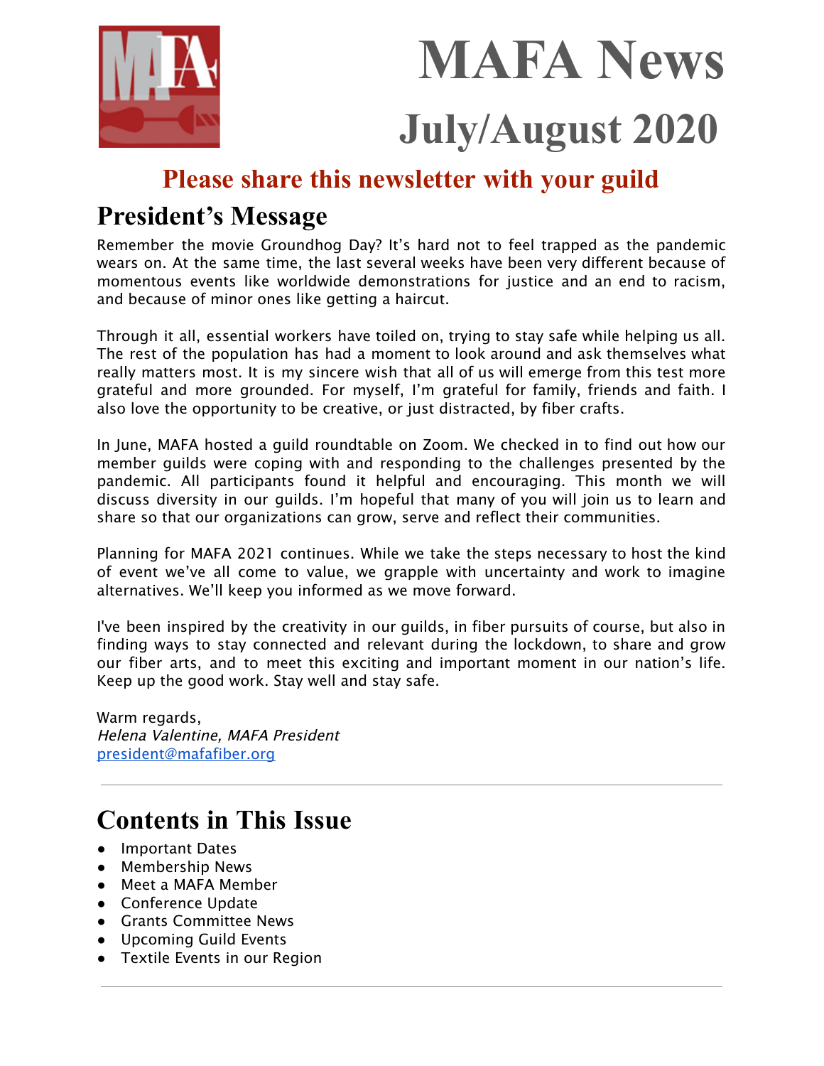# MAFA News

## July/August 2020

**Please share this newsletter with your guild**

## President's Message

Remember the movie Groundhog Day? It's hard not to feel trapped as the pandemic wears on. At the same time, the last several weeks have been very different because of momentous events like worldwide demonstrations for justice and an end to racism, and because of minor ones like getting a haircut.

Through it all, essential workers have toiled on, trying to stay safe while helping us all. The rest of the population has had a moment to look around and ask themselves what really matters most. It is my sincere wish that all of us will emerge from this test more grateful and more grounded. For myself, I'm grateful for family, friends and faith. I also love the opportunity to be creative, or just distracted, by fiber crafts.

In June, MAFA hosted a guild roundtable on Zoom. We checked in to find out how our member guilds were coping with and responding to the challenges presented by the pandemic. All participants found it helpful and encouraging. This month we will discuss diversity in our guilds. I'm hopeful that many of you will join us to learn and share so that our organizations can grow, serve and reflect their communities.

Planning for MAFA 2021 continues. While we take the steps necessary to host the kind of event we've all come to value, we grapple with uncertainty and work to imagine alternatives. We'll keep you informed as we move forward.

I've been inspired by the creativity in our guilds, in fiber pursuits of course, but also in finding ways to stay connected and relevant during the lockdown, to share and grow our fiber arts, and to meet this exciting and important moment in our nation's life. Keep up the good work. Stay well and stay safe.

Warm regards,
*Helena Valentine, MAFA President*
president@mafafiber.org

---

## Contents in This Issue

- Important Dates
- Membership News
- Meet a MAFA Member
- Conference Update
- Grants Committee News
- Upcoming Guild Events
- Textile Events in our Region

---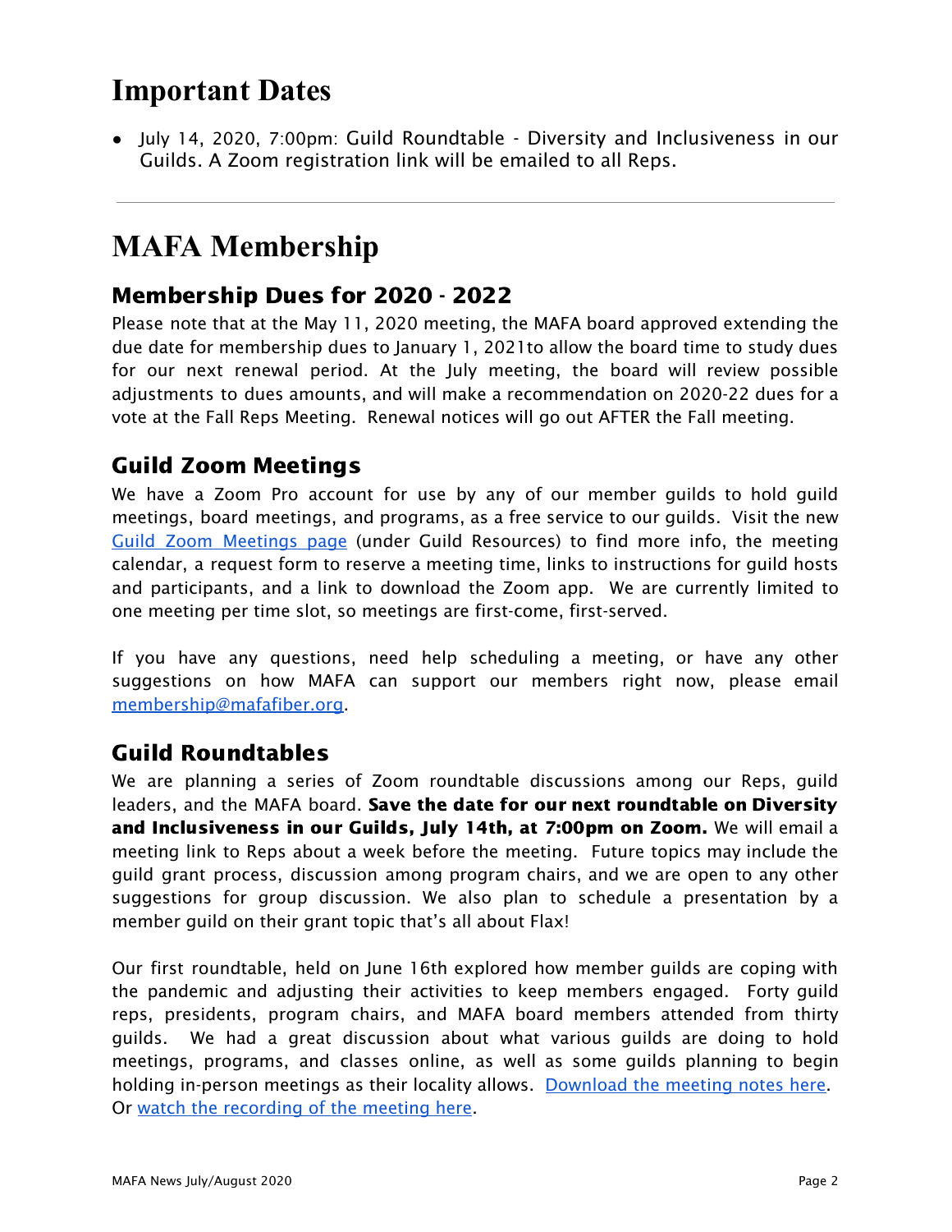# Important Dates

- July 14, 2020, 7:00pm: Guild Roundtable - Diversity and Inclusiveness in our Guilds. A Zoom registration link will be emailed to all Reps.

---

# MAFA Membership

## Membership Dues for 2020 - 2022

Please note that at the May 11, 2020 meeting, the MAFA board approved extending the due date for membership dues to January 1, 2021to allow the board time to study dues for our next renewal period. At the July meeting, the board will review possible adjustments to dues amounts, and will make a recommendation on 2020-22 dues for a vote at the Fall Reps Meeting. Renewal notices will go out AFTER the Fall meeting.

## Guild Zoom Meetings

We have a Zoom Pro account for use by any of our member guilds to hold guild meetings, board meetings, and programs, as a free service to our guilds. Visit the new Guild Zoom Meetings page (under Guild Resources) to find more info, the meeting calendar, a request form to reserve a meeting time, links to instructions for guild hosts and participants, and a link to download the Zoom app. We are currently limited to one meeting per time slot, so meetings are first-come, first-served.

If you have any questions, need help scheduling a meeting, or have any other suggestions on how MAFA can support our members right now, please email membership@mafafiber.org.

## Guild Roundtables

We are planning a series of Zoom roundtable discussions among our Reps, guild leaders, and the MAFA board. **Save the date for our next roundtable on Diversity and Inclusiveness in our Guilds, July 14th, at 7:00pm on Zoom.** We will email a meeting link to Reps about a week before the meeting. Future topics may include the guild grant process, discussion among program chairs, and we are open to any other suggestions for group discussion. We also plan to schedule a presentation by a member guild on their grant topic that's all about Flax!

Our first roundtable, held on June 16th explored how member guilds are coping with the pandemic and adjusting their activities to keep members engaged. Forty guild reps, presidents, program chairs, and MAFA board members attended from thirty guilds. We had a great discussion about what various guilds are doing to hold meetings, programs, and classes online, as well as some guilds planning to begin holding in-person meetings as their locality allows. Download the meeting notes here. Or watch the recording of the meeting here.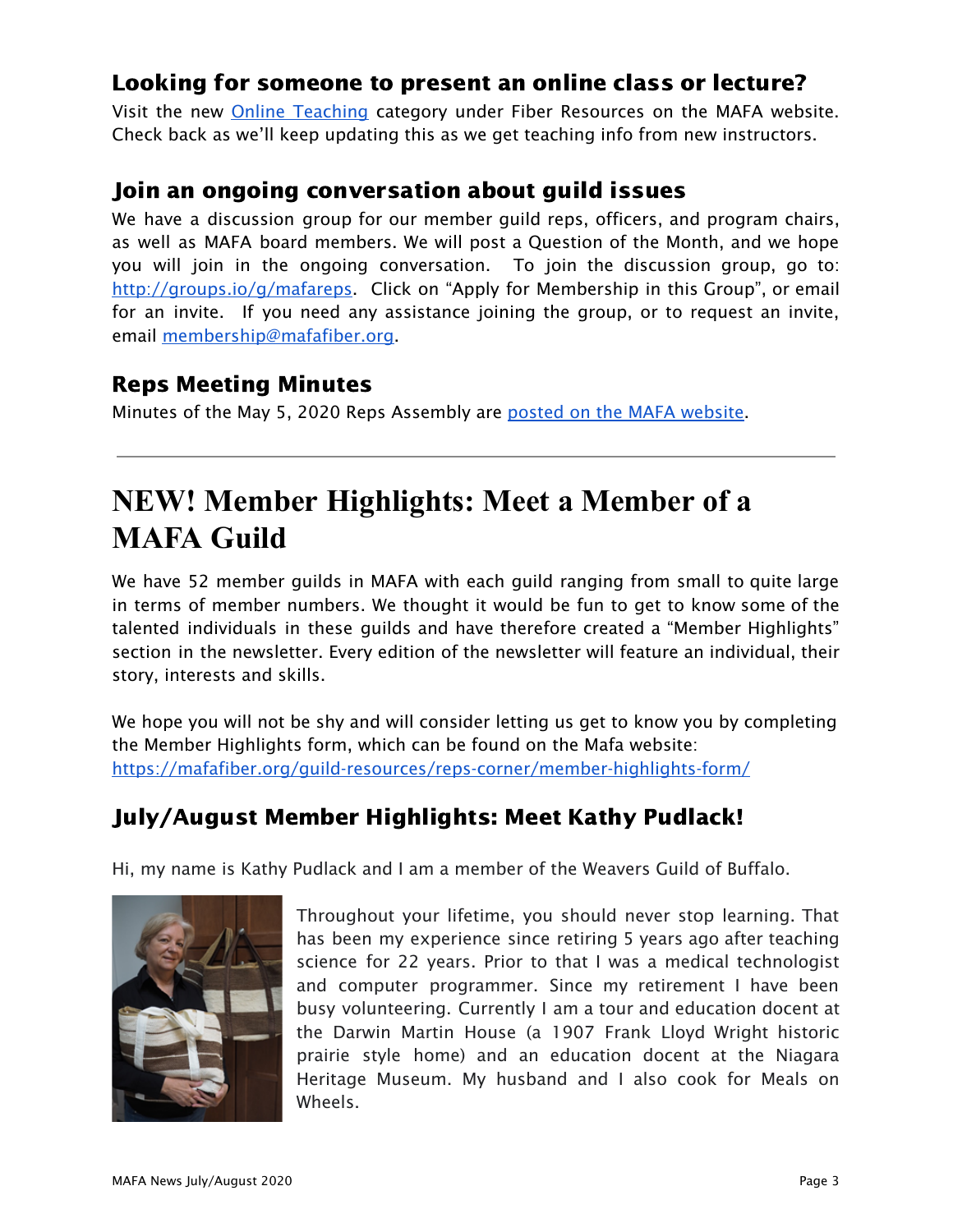### Looking for someone to present an online class or lecture?

Visit the new Online Teaching category under Fiber Resources on the MAFA website. Check back as we'll keep updating this as we get teaching info from new instructors.

### Join an ongoing conversation about guild issues

We have a discussion group for our member guild reps, officers, and program chairs, as well as MAFA board members. We will post a Question of the Month, and we hope you will join in the ongoing conversation. To join the discussion group, go to: http://groups.io/g/mafareps. Click on "Apply for Membership in this Group", or email for an invite. If you need any assistance joining the group, or to request an invite, email membership@mafafiber.org.

### Reps Meeting Minutes

Minutes of the May 5, 2020 Reps Assembly are posted on the MAFA website.

---

# NEW! Member Highlights: Meet a Member of a MAFA Guild

We have 52 member guilds in MAFA with each guild ranging from small to quite large in terms of member numbers. We thought it would be fun to get to know some of the talented individuals in these guilds and have therefore created a "Member Highlights" section in the newsletter. Every edition of the newsletter will feature an individual, their story, interests and skills.

We hope you will not be shy and will consider letting us get to know you by completing the Member Highlights form, which can be found on the Mafa website: https://mafafiber.org/guild-resources/reps-corner/member-highlights-form/

### July/August Member Highlights: Meet Kathy Pudlack!

Hi, my name is Kathy Pudlack and I am a member of the Weavers Guild of Buffalo.

Throughout your lifetime, you should never stop learning. That has been my experience since retiring 5 years ago after teaching science for 22 years. Prior to that I was a medical technologist and computer programmer. Since my retirement I have been busy volunteering. Currently I am a tour and education docent at the Darwin Martin House (a 1907 Frank Lloyd Wright historic prairie style home) and an education docent at the Niagara Heritage Museum. My husband and I also cook for Meals on Wheels.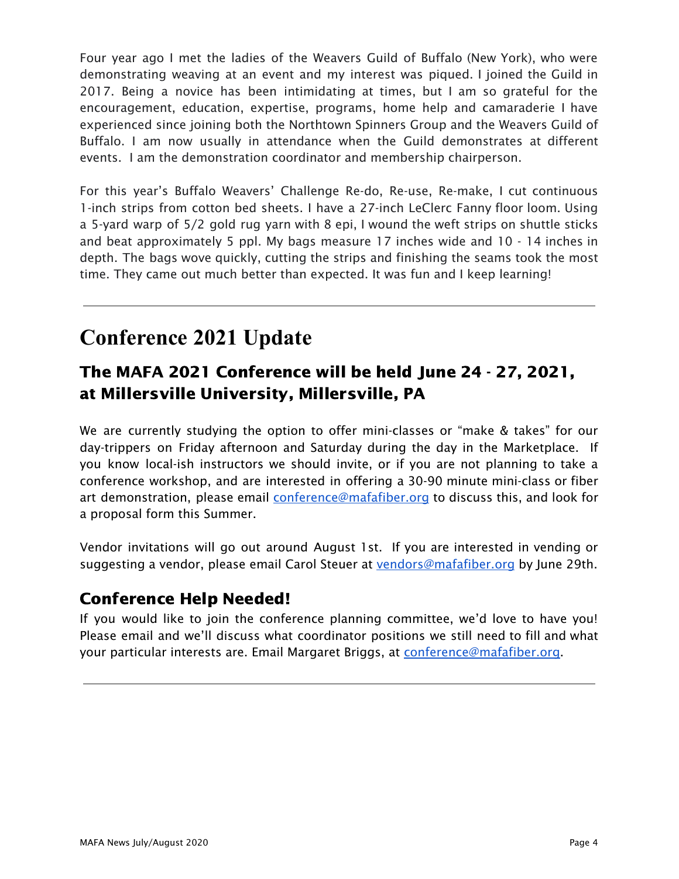Four year ago I met the ladies of the Weavers Guild of Buffalo (New York), who were demonstrating weaving at an event and my interest was piqued. I joined the Guild in 2017. Being a novice has been intimidating at times, but I am so grateful for the encouragement, education, expertise, programs, home help and camaraderie I have experienced since joining both the Northtown Spinners Group and the Weavers Guild of Buffalo. I am now usually in attendance when the Guild demonstrates at different events. I am the demonstration coordinator and membership chairperson.

For this year's Buffalo Weavers' Challenge Re-do, Re-use, Re-make, I cut continuous 1-inch strips from cotton bed sheets. I have a 27-inch LeClerc Fanny floor loom. Using a 5-yard warp of 5/2 gold rug yarn with 8 epi, I wound the weft strips on shuttle sticks and beat approximately 5 ppl. My bags measure 17 inches wide and 10 - 14 inches in depth. The bags wove quickly, cutting the strips and finishing the seams took the most time. They came out much better than expected. It was fun and I keep learning!

---

# Conference 2021 Update

## The MAFA 2021 Conference will be held June 24 - 27, 2021, at Millersville University, Millersville, PA

We are currently studying the option to offer mini-classes or "make & takes" for our day-trippers on Friday afternoon and Saturday during the day in the Marketplace. If you know local-ish instructors we should invite, or if you are not planning to take a conference workshop, and are interested in offering a 30-90 minute mini-class or fiber art demonstration, please email conference@mafafiber.org to discuss this, and look for a proposal form this Summer.

Vendor invitations will go out around August 1st. If you are interested in vending or suggesting a vendor, please email Carol Steuer at vendors@mafafiber.org by June 29th.

### Conference Help Needed!

If you would like to join the conference planning committee, we'd love to have you! Please email and we'll discuss what coordinator positions we still need to fill and what your particular interests are. Email Margaret Briggs, at conference@mafafiber.org.

---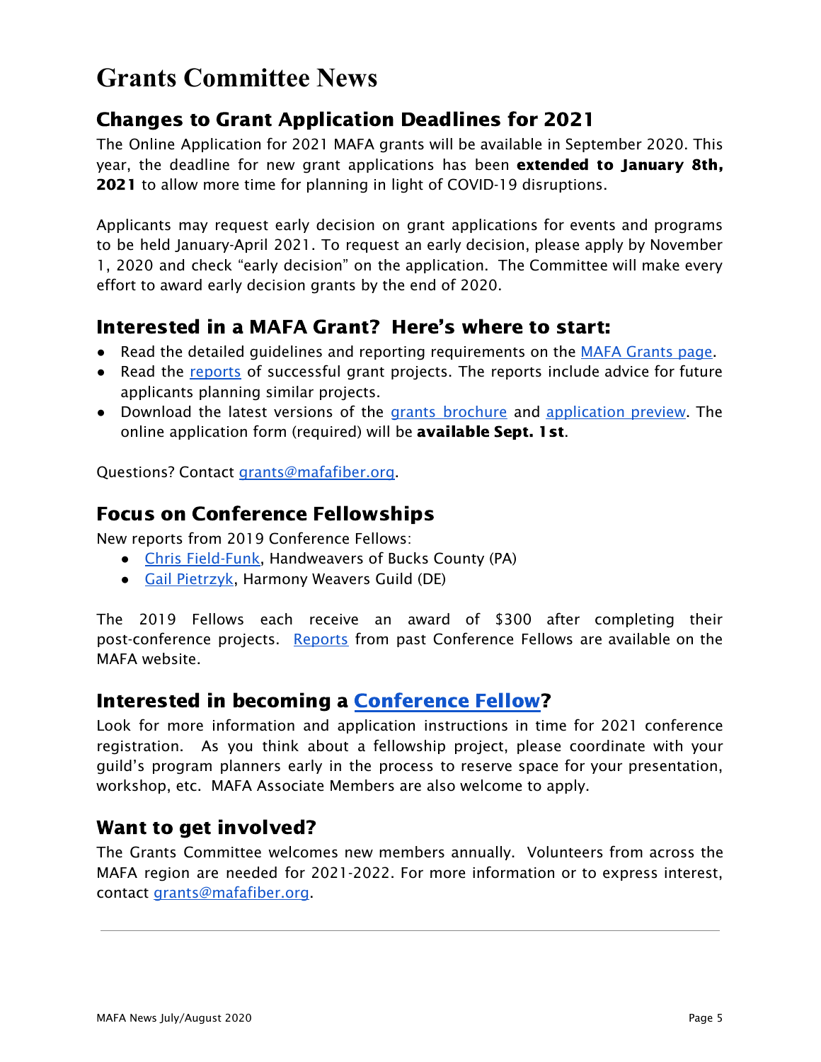# Grants Committee News

## Changes to Grant Application Deadlines for 2021

The Online Application for 2021 MAFA grants will be available in September 2020. This year, the deadline for new grant applications has been **extended to January 8th, 2021** to allow more time for planning in light of COVID-19 disruptions.

Applicants may request early decision on grant applications for events and programs to be held January-April 2021. To request an early decision, please apply by November 1, 2020 and check "early decision" on the application. The Committee will make every effort to award early decision grants by the end of 2020.

## Interested in a MAFA Grant? Here's where to start:

- Read the detailed guidelines and reporting requirements on the MAFA Grants page.
- Read the reports of successful grant projects. The reports include advice for future applicants planning similar projects.
- Download the latest versions of the grants brochure and application preview. The online application form (required) will be **available Sept. 1st**.

Questions? Contact grants@mafafiber.org.

## Focus on Conference Fellowships

New reports from 2019 Conference Fellows:

- Chris Field-Funk, Handweavers of Bucks County (PA)
- Gail Pietrzyk, Harmony Weavers Guild (DE)

The 2019 Fellows each receive an award of $300 after completing their post-conference projects. Reports from past Conference Fellows are available on the MAFA website.

## Interested in becoming a Conference Fellow?

Look for more information and application instructions in time for 2021 conference registration. As you think about a fellowship project, please coordinate with your guild's program planners early in the process to reserve space for your presentation, workshop, etc. MAFA Associate Members are also welcome to apply.

## Want to get involved?

The Grants Committee welcomes new members annually. Volunteers from across the MAFA region are needed for 2021-2022. For more information or to express interest, contact grants@mafafiber.org.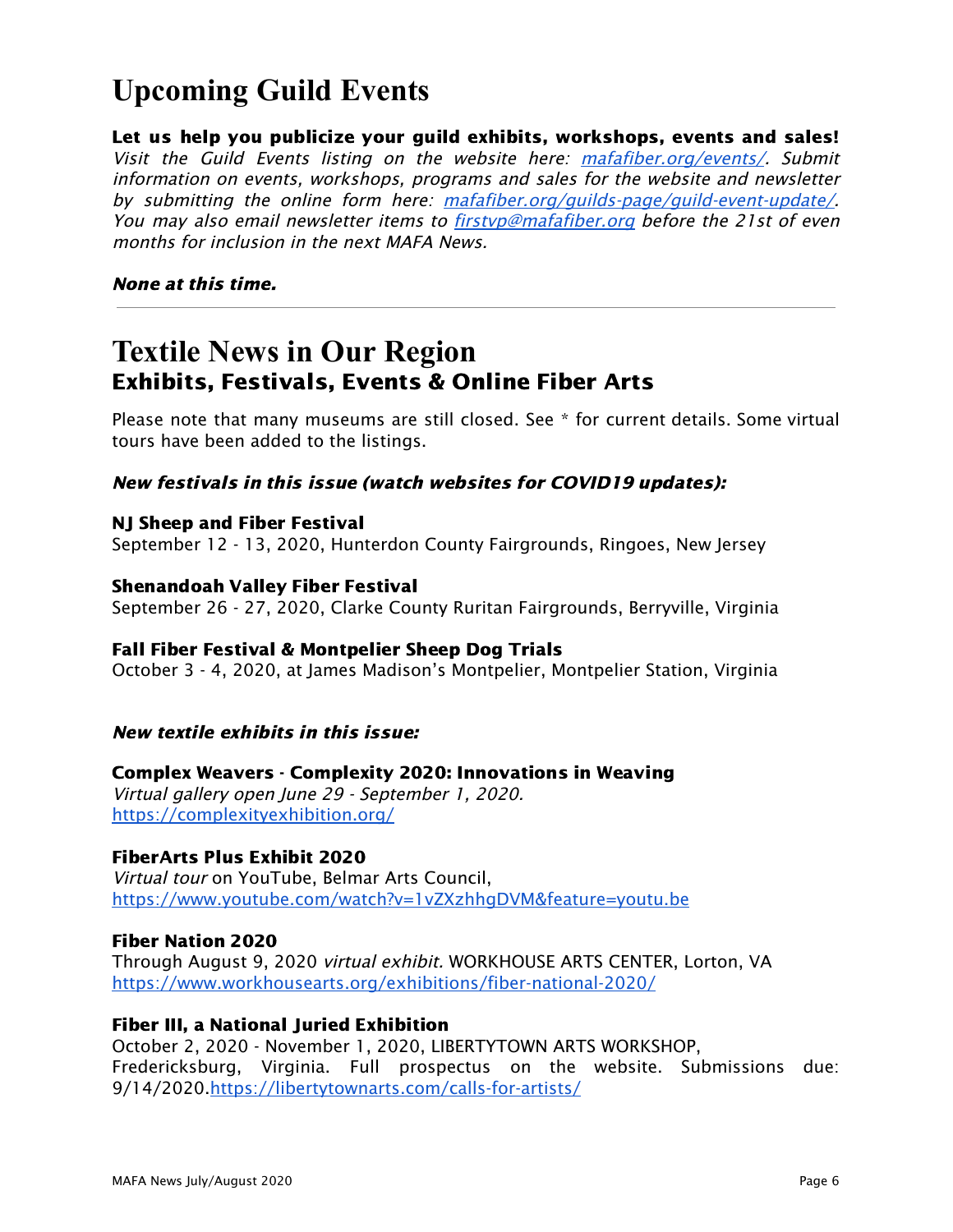# Upcoming Guild Events

**Let us help you publicize your guild exhibits, workshops, events and sales!** *Visit the Guild Events listing on the website here: [mafafiber.org/events/](mafafiber.org/events/). Submit information on events, workshops, programs and sales for the website and newsletter by submitting the online form here: [mafafiber.org/guilds-page/guild-event-update/](mafafiber.org/guilds-page/guild-event-update/). You may also email newsletter items to [firstvp@mafafiber.org](mailto:firstvp@mafafiber.org) before the 21st of even months for inclusion in the next MAFA News.*

***None at this time.***

---

# Textile News in Our Region

## Exhibits, Festivals, Events & Online Fiber Arts

Please note that many museums are still closed. See * for current details. Some virtual tours have been added to the listings.

***New festivals in this issue (watch websites for COVID19 updates):***

**NJ Sheep and Fiber Festival**
September 12 - 13, 2020, Hunterdon County Fairgrounds, Ringoes, New Jersey

**Shenandoah Valley Fiber Festival**
September 26 - 27, 2020, Clarke County Ruritan Fairgrounds, Berryville, Virginia

**Fall Fiber Festival & Montpelier Sheep Dog Trials**
October 3 - 4, 2020, at James Madison's Montpelier, Montpelier Station, Virginia

***New textile exhibits in this issue:***

**Complex Weavers - Complexity 2020: Innovations in Weaving**
*Virtual gallery open June 29 - September 1, 2020.*
https://complexityexhibition.org/

**FiberArts Plus Exhibit 2020**
*Virtual tour* on YouTube, Belmar Arts Council,
https://www.youtube.com/watch?v=1vZXzhhgDVM&feature=youtu.be

**Fiber Nation 2020**
Through August 9, 2020 *virtual exhibit.* WORKHOUSE ARTS CENTER, Lorton, VA
https://www.workhousearts.org/exhibitions/fiber-national-2020/

**Fiber III, a National Juried Exhibition**
October 2, 2020 - November 1, 2020, LIBERTYTOWN ARTS WORKSHOP, Fredericksburg, Virginia. Full prospectus on the website. Submissions due: 9/14/2020.https://libertytownarts.com/calls-for-artists/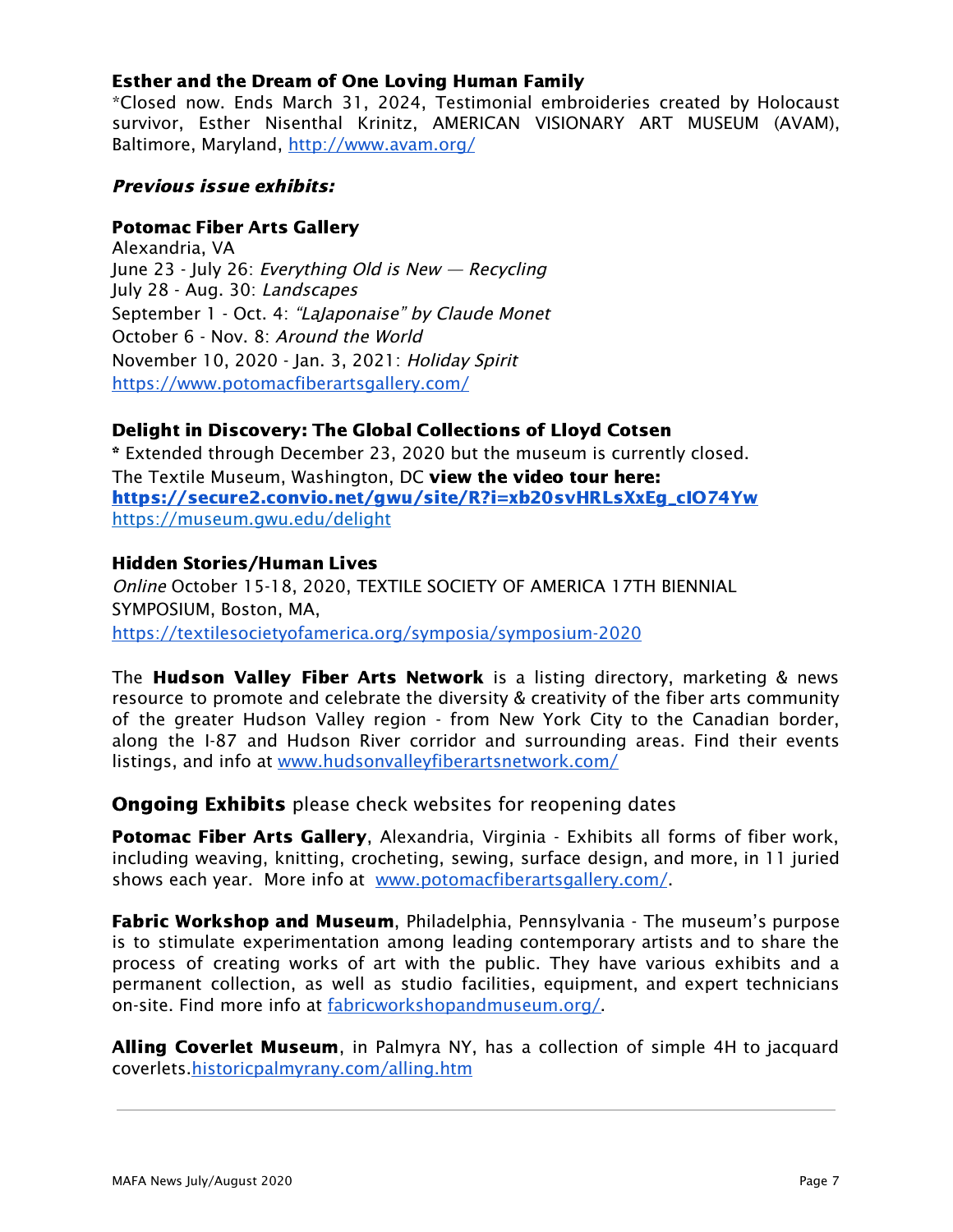**Esther and the Dream of One Loving Human Family**
*Closed now. Ends March 31, 2024, Testimonial embroideries created by Holocaust survivor, Esther Nisenthal Krinitz, AMERICAN VISIONARY ART MUSEUM (AVAM), Baltimore, Maryland, http://www.avam.org/

***Previous issue exhibits:***

**Potomac Fiber Arts Gallery**
Alexandria, VA
June 23 - July 26: *Everything Old is New — Recycling*
July 28 - Aug. 30: *Landscapes*
September 1 - Oct. 4: *"LaJaponaise" by Claude Monet*
October 6 - Nov. 8: *Around the World*
November 10, 2020 - Jan. 3, 2021: *Holiday Spirit*
https://www.potomacfiberartsgallery.com/

**Delight in Discovery: The Global Collections of Lloyd Cotsen**
**\*** Extended through December 23, 2020 but the museum is currently closed.
The Textile Museum, Washington, DC **view the video tour here:**
**https://secure2.convio.net/gwu/site/R?i=xb20svHRLsXxEg_cIO74Yw**
https://museum.gwu.edu/delight

**Hidden Stories/Human Lives**
*Online* October 15-18, 2020, TEXTILE SOCIETY OF AMERICA 17TH BIENNIAL SYMPOSIUM, Boston, MA,
https://textilesocietyofamerica.org/symposia/symposium-2020

The **Hudson Valley Fiber Arts Network** is a listing directory, marketing & news resource to promote and celebrate the diversity & creativity of the fiber arts community of the greater Hudson Valley region - from New York City to the Canadian border, along the I-87 and Hudson River corridor and surrounding areas. Find their events listings, and info at www.hudsonvalleyfiberartsnetwork.com/

**Ongoing Exhibits** please check websites for reopening dates

**Potomac Fiber Arts Gallery**, Alexandria, Virginia - Exhibits all forms of fiber work, including weaving, knitting, crocheting, sewing, surface design, and more, in 11 juried shows each year. More info at www.potomacfiberartsgallery.com/.

**Fabric Workshop and Museum**, Philadelphia, Pennsylvania - The museum's purpose is to stimulate experimentation among leading contemporary artists and to share the process of creating works of art with the public. They have various exhibits and a permanent collection, as well as studio facilities, equipment, and expert technicians on-site. Find more info at fabricworkshopandmuseum.org/.

**Alling Coverlet Museum**, in Palmyra NY, has a collection of simple 4H to jacquard coverlets.historicpalmyrany.com/alling.htm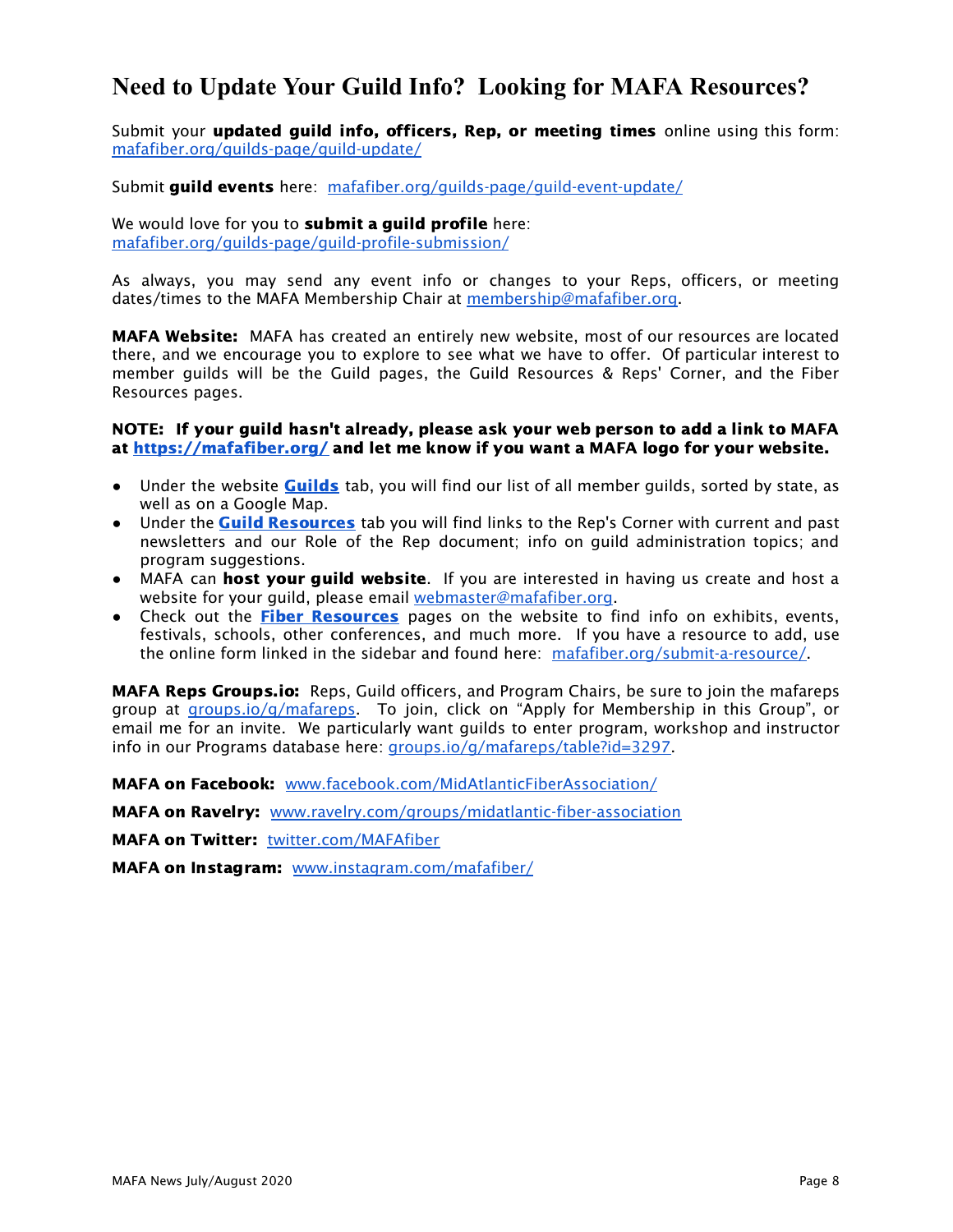# Need to Update Your Guild Info? Looking for MAFA Resources?

Submit your **updated guild info, officers, Rep, or meeting times** online using this form: mafafiber.org/guilds-page/guild-update/

Submit **guild events** here: mafafiber.org/guilds-page/guild-event-update/

We would love for you to **submit a guild profile** here: mafafiber.org/guilds-page/guild-profile-submission/

As always, you may send any event info or changes to your Reps, officers, or meeting dates/times to the MAFA Membership Chair at membership@mafafiber.org.

**MAFA Website:** MAFA has created an entirely new website, most of our resources are located there, and we encourage you to explore to see what we have to offer. Of particular interest to member guilds will be the Guild pages, the Guild Resources & Reps' Corner, and the Fiber Resources pages.

**NOTE: If your guild hasn't already, please ask your web person to add a link to MAFA at https://mafafiber.org/ and let me know if you want a MAFA logo for your website.**

- Under the website **Guilds** tab, you will find our list of all member guilds, sorted by state, as well as on a Google Map.
- Under the **Guild Resources** tab you will find links to the Rep's Corner with current and past newsletters and our Role of the Rep document; info on guild administration topics; and program suggestions.
- MAFA can **host your guild website**. If you are interested in having us create and host a website for your guild, please email webmaster@mafafiber.org.
- Check out the **Fiber Resources** pages on the website to find info on exhibits, events, festivals, schools, other conferences, and much more. If you have a resource to add, use the online form linked in the sidebar and found here: mafafiber.org/submit-a-resource/.

**MAFA Reps Groups.io:** Reps, Guild officers, and Program Chairs, be sure to join the mafareps group at groups.io/g/mafareps. To join, click on "Apply for Membership in this Group", or email me for an invite. We particularly want guilds to enter program, workshop and instructor info in our Programs database here: groups.io/g/mafareps/table?id=3297.

**MAFA on Facebook:** www.facebook.com/MidAtlanticFiberAssociation/

**MAFA on Ravelry:** www.ravelry.com/groups/midatlantic-fiber-association

**MAFA on Twitter:** twitter.com/MAFAfiber

**MAFA on Instagram:** www.instagram.com/mafafiber/